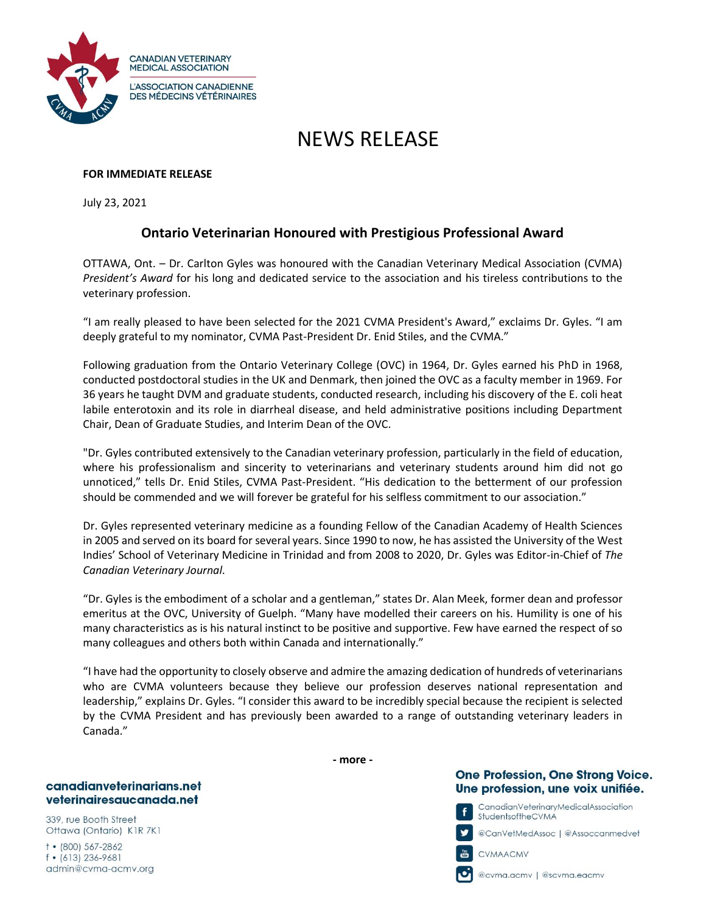CANADIAN VETERINARY MEDICAL ASSOCIATION

L'ASSOCIATION CANADIENNE DES MÉDECINS VÉTÉRINAIRES

# NEWS RELEASE

**FOR IMMEDIATE RELEASE**

July 23, 2021

## Ontario Veterinarian Honoured with Prestigious Professional Award

OTTAWA, Ont. – Dr. Carlton Gyles was honoured with the Canadian Veterinary Medical Association (CVMA) *President's Award* for his long and dedicated service to the association and his tireless contributions to the veterinary profession.

"I am really pleased to have been selected for the 2021 CVMA President's Award," exclaims Dr. Gyles. "I am deeply grateful to my nominator, CVMA Past-President Dr. Enid Stiles, and the CVMA."

Following graduation from the Ontario Veterinary College (OVC) in 1964, Dr. Gyles earned his PhD in 1968, conducted postdoctoral studies in the UK and Denmark, then joined the OVC as a faculty member in 1969. For 36 years he taught DVM and graduate students, conducted research, including his discovery of the E. coli heat labile enterotoxin and its role in diarrheal disease, and held administrative positions including Department Chair, Dean of Graduate Studies, and Interim Dean of the OVC.

"Dr. Gyles contributed extensively to the Canadian veterinary profession, particularly in the field of education, where his professionalism and sincerity to veterinarians and veterinary students around him did not go unnoticed," tells Dr. Enid Stiles, CVMA Past-President. "His dedication to the betterment of our profession should be commended and we will forever be grateful for his selfless commitment to our association."

Dr. Gyles represented veterinary medicine as a founding Fellow of the Canadian Academy of Health Sciences in 2005 and served on its board for several years. Since 1990 to now, he has assisted the University of the West Indies' School of Veterinary Medicine in Trinidad and from 2008 to 2020, Dr. Gyles was Editor-in-Chief of *The Canadian Veterinary Journal*.

"Dr. Gyles is the embodiment of a scholar and a gentleman," states Dr. Alan Meek, former dean and professor emeritus at the OVC, University of Guelph. "Many have modelled their careers on his. Humility is one of his many characteristics as is his natural instinct to be positive and supportive. Few have earned the respect of so many colleagues and others both within Canada and internationally."

"I have had the opportunity to closely observe and admire the amazing dedication of hundreds of veterinarians who are CVMA volunteers because they believe our profession deserves national representation and leadership," explains Dr. Gyles. "I consider this award to be incredibly special because the recipient is selected by the CVMA President and has previously been awarded to a range of outstanding veterinary leaders in Canada."

**- more -**

**canadianveterinarians.net**
**veterinairesaucanada.net**

339, rue Booth Street
Ottawa (Ontario) K1R 7K1

t • (800) 567-2862
f • (613) 236-9681
admin@cvma-acmv.org

**One Profession, One Strong Voice.**
**Une profession, une voix unifiée.**

CanadianVeterinaryMedicalAssociation
StudentsoftheCVMA

@CanVetMedAssoc | @Assoccanmedvet

CVMAACMV

@cvma.acmv | @scvma.eacmv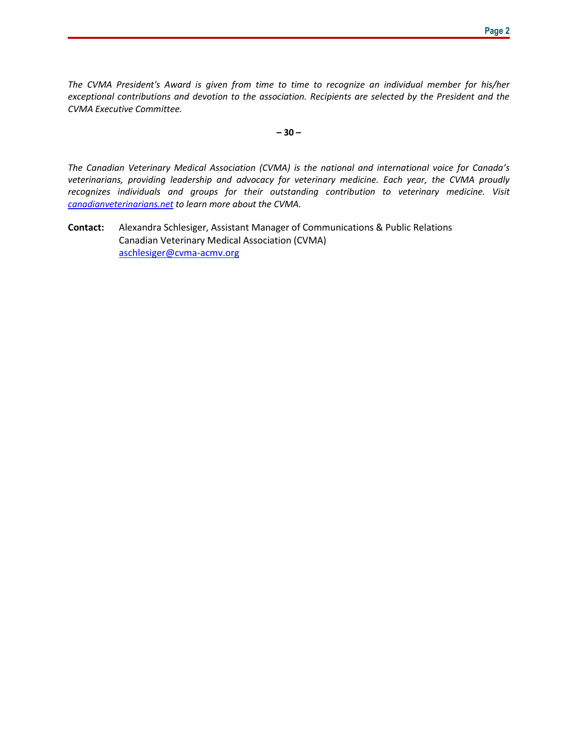*The CVMA President's Award is given from time to time to recognize an individual member for his/her exceptional contributions and devotion to the association. Recipients are selected by the President and the CVMA Executive Committee.*

**– 30 –**

*The Canadian Veterinary Medical Association (CVMA) is the national and international voice for Canada's veterinarians, providing leadership and advocacy for veterinary medicine. Each year, the CVMA proudly recognizes individuals and groups for their outstanding contribution to veterinary medicine. Visit [canadianveterinarians.net](canadianveterinarians.net) to learn more about the CVMA.*

**Contact:** Alexandra Schlesiger, Assistant Manager of Communications & Public Relations
Canadian Veterinary Medical Association (CVMA)
[aschlesiger@cvma-acmv.org](mailto:aschlesiger@cvma-acmv.org)